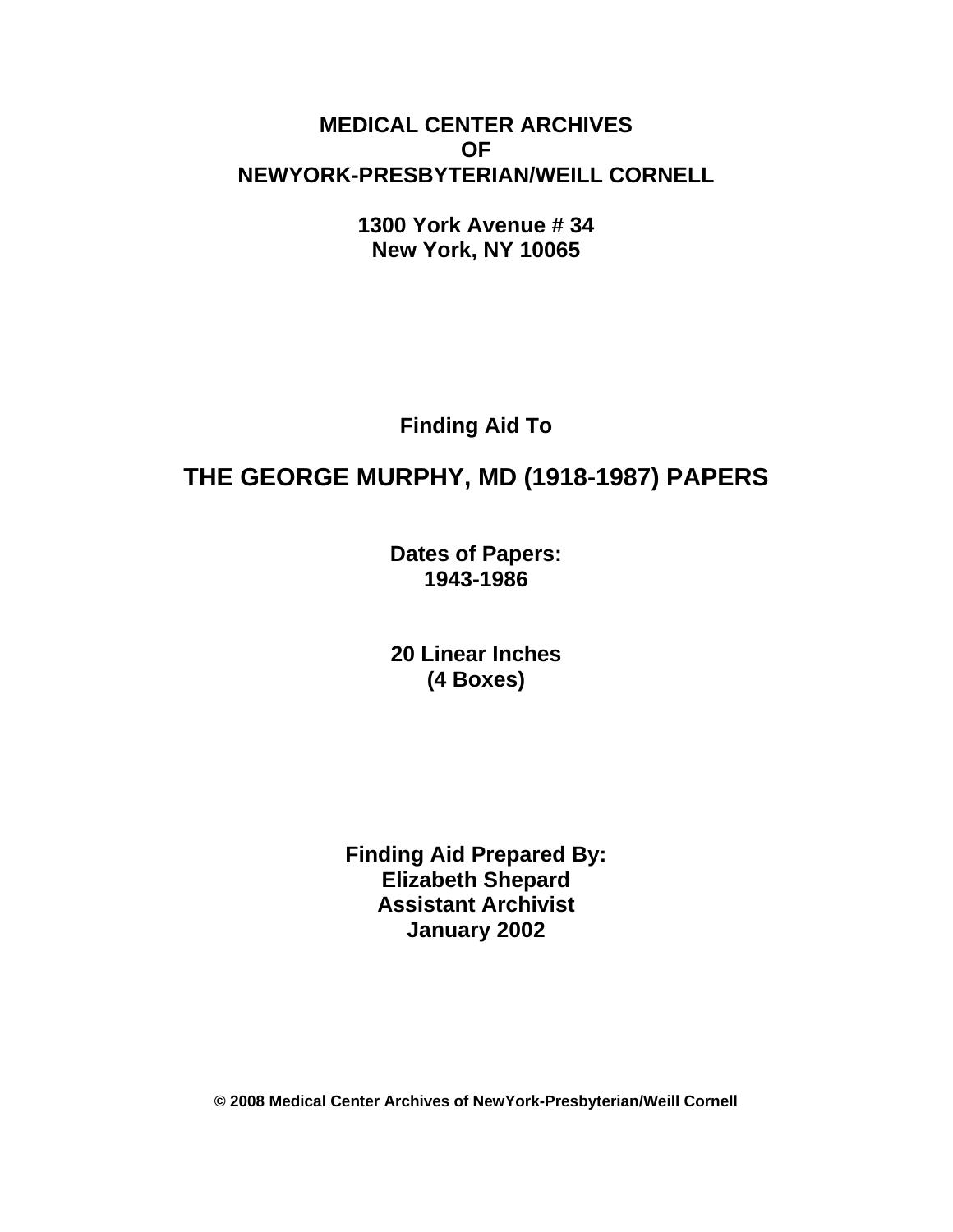**MEDICAL CENTER ARCHIVES**
**OF**
**NEWYORK-PRESBYTERIAN/WEILL CORNELL**

**1300 York Avenue # 34**
**New York, NY 10065**

**Finding Aid To**

# THE GEORGE MURPHY, MD (1918-1987) PAPERS

**Dates of Papers:**
**1943-1986**

**20 Linear Inches**
**(4 Boxes)**

**Finding Aid Prepared By:**
**Elizabeth Shepard**
**Assistant Archivist**
**January 2002**

**© 2008 Medical Center Archives of NewYork-Presbyterian/Weill Cornell**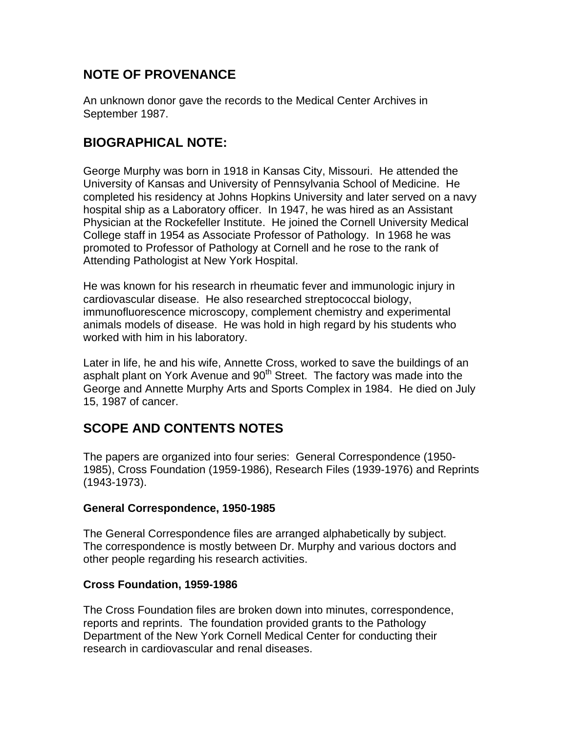## NOTE OF PROVENANCE

An unknown donor gave the records to the Medical Center Archives in September 1987.

## BIOGRAPHICAL NOTE:

George Murphy was born in 1918 in Kansas City, Missouri. He attended the University of Kansas and University of Pennsylvania School of Medicine. He completed his residency at Johns Hopkins University and later served on a navy hospital ship as a Laboratory officer. In 1947, he was hired as an Assistant Physician at the Rockefeller Institute. He joined the Cornell University Medical College staff in 1954 as Associate Professor of Pathology. In 1968 he was promoted to Professor of Pathology at Cornell and he rose to the rank of Attending Pathologist at New York Hospital.

He was known for his research in rheumatic fever and immunologic injury in cardiovascular disease. He also researched streptococcal biology, immunofluorescence microscopy, complement chemistry and experimental animals models of disease. He was hold in high regard by his students who worked with him in his laboratory.

Later in life, he and his wife, Annette Cross, worked to save the buildings of an asphalt plant on York Avenue and 90th Street. The factory was made into the George and Annette Murphy Arts and Sports Complex in 1984. He died on July 15, 1987 of cancer.

## SCOPE AND CONTENTS NOTES

The papers are organized into four series: General Correspondence (1950-1985), Cross Foundation (1959-1986), Research Files (1939-1976) and Reprints (1943-1973).

### General Correspondence, 1950-1985

The General Correspondence files are arranged alphabetically by subject. The correspondence is mostly between Dr. Murphy and various doctors and other people regarding his research activities.

### Cross Foundation, 1959-1986

The Cross Foundation files are broken down into minutes, correspondence, reports and reprints. The foundation provided grants to the Pathology Department of the New York Cornell Medical Center for conducting their research in cardiovascular and renal diseases.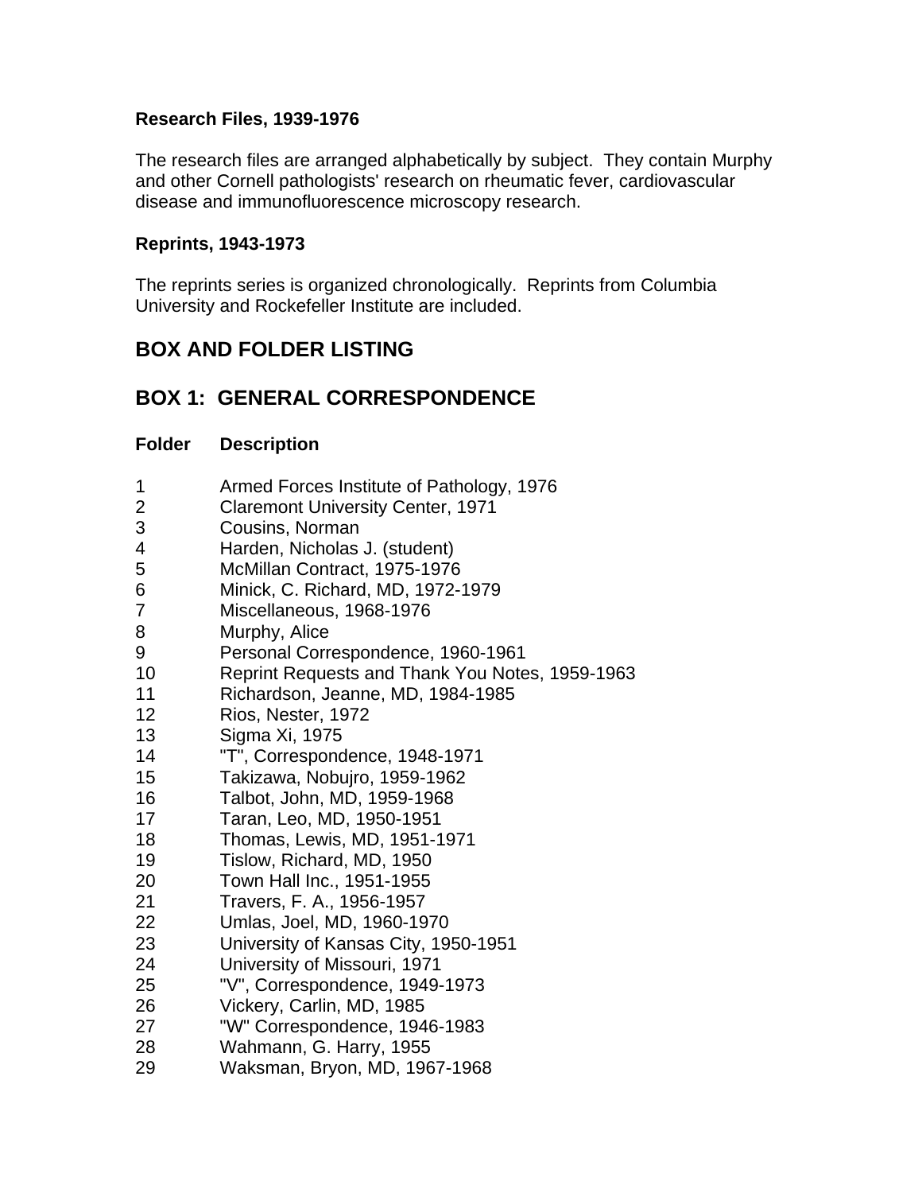**Research Files, 1939-1976**

The research files are arranged alphabetically by subject. They contain Murphy and other Cornell pathologists' research on rheumatic fever, cardiovascular disease and immunofluorescence microscopy research.

**Reprints, 1943-1973**

The reprints series is organized chronologically. Reprints from Columbia University and Rockefeller Institute are included.

## BOX AND FOLDER LISTING

## BOX 1: GENERAL CORRESPONDENCE

| Folder | Description |
|---|---|
| 1 | Armed Forces Institute of Pathology, 1976 |
| 2 | Claremont University Center, 1971 |
| 3 | Cousins, Norman |
| 4 | Harden, Nicholas J. (student) |
| 5 | McMillan Contract, 1975-1976 |
| 6 | Minick, C. Richard, MD, 1972-1979 |
| 7 | Miscellaneous, 1968-1976 |
| 8 | Murphy, Alice |
| 9 | Personal Correspondence, 1960-1961 |
| 10 | Reprint Requests and Thank You Notes, 1959-1963 |
| 11 | Richardson, Jeanne, MD, 1984-1985 |
| 12 | Rios, Nester, 1972 |
| 13 | Sigma Xi, 1975 |
| 14 | "T", Correspondence, 1948-1971 |
| 15 | Takizawa, Nobujro, 1959-1962 |
| 16 | Talbot, John, MD, 1959-1968 |
| 17 | Taran, Leo, MD, 1950-1951 |
| 18 | Thomas, Lewis, MD, 1951-1971 |
| 19 | Tislow, Richard, MD, 1950 |
| 20 | Town Hall Inc., 1951-1955 |
| 21 | Travers, F. A., 1956-1957 |
| 22 | Umlas, Joel, MD, 1960-1970 |
| 23 | University of Kansas City, 1950-1951 |
| 24 | University of Missouri, 1971 |
| 25 | "V", Correspondence, 1949-1973 |
| 26 | Vickery, Carlin, MD, 1985 |
| 27 | "W" Correspondence, 1946-1983 |
| 28 | Wahmann, G. Harry, 1955 |
| 29 | Waksman, Bryon, MD, 1967-1968 |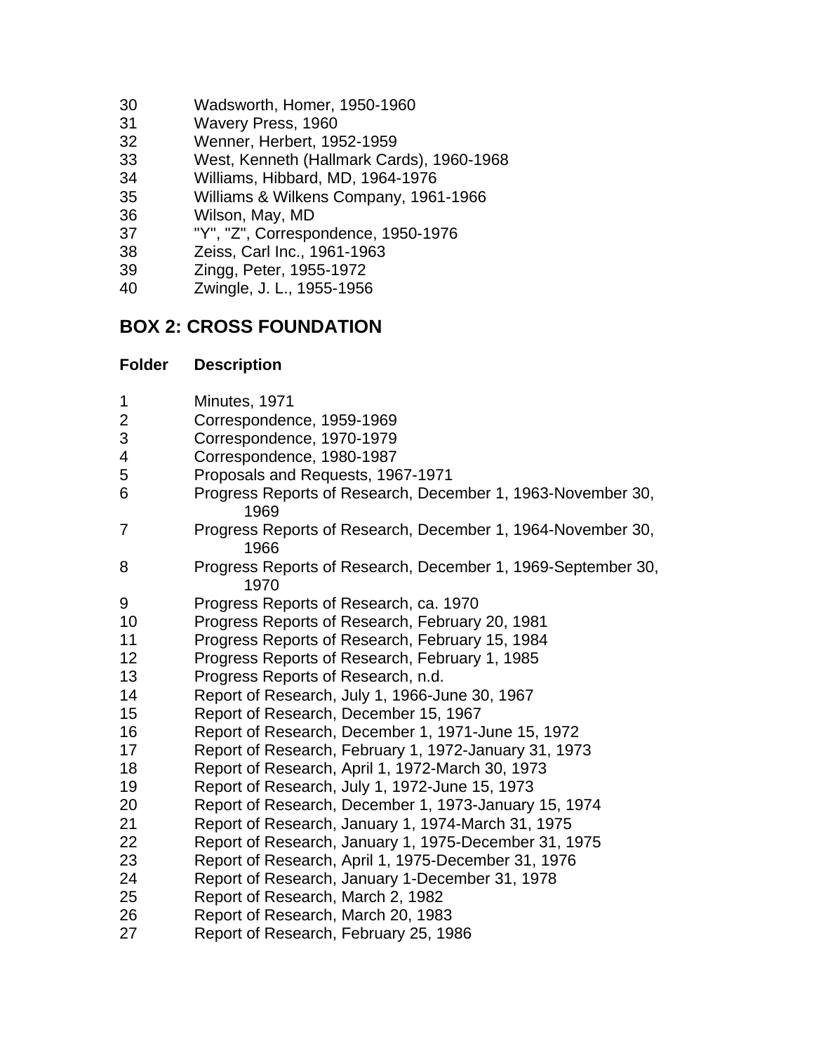| | |
|---|---|
| 30 | Wadsworth, Homer, 1950-1960 |
| 31 | Wavery Press, 1960 |
| 32 | Wenner, Herbert, 1952-1959 |
| 33 | West, Kenneth (Hallmark Cards), 1960-1968 |
| 34 | Williams, Hibbard, MD, 1964-1976 |
| 35 | Williams & Wilkens Company, 1961-1966 |
| 36 | Wilson, May, MD |
| 37 | "Y", "Z", Correspondence, 1950-1976 |
| 38 | Zeiss, Carl Inc., 1961-1963 |
| 39 | Zingg, Peter, 1955-1972 |
| 40 | Zwingle, J. L., 1955-1956 |

## BOX 2: CROSS FOUNDATION

| Folder | Description |
|---|---|
| 1 | Minutes, 1971 |
| 2 | Correspondence, 1959-1969 |
| 3 | Correspondence, 1970-1979 |
| 4 | Correspondence, 1980-1987 |
| 5 | Proposals and Requests, 1967-1971 |
| 6 | Progress Reports of Research, December 1, 1963-November 30, 1969 |
| 7 | Progress Reports of Research, December 1, 1964-November 30, 1966 |
| 8 | Progress Reports of Research, December 1, 1969-September 30, 1970 |
| 9 | Progress Reports of Research, ca. 1970 |
| 10 | Progress Reports of Research, February 20, 1981 |
| 11 | Progress Reports of Research, February 15, 1984 |
| 12 | Progress Reports of Research, February 1, 1985 |
| 13 | Progress Reports of Research, n.d. |
| 14 | Report of Research, July 1, 1966-June 30, 1967 |
| 15 | Report of Research, December 15, 1967 |
| 16 | Report of Research, December 1, 1971-June 15, 1972 |
| 17 | Report of Research, February 1, 1972-January 31, 1973 |
| 18 | Report of Research, April 1, 1972-March 30, 1973 |
| 19 | Report of Research, July 1, 1972-June 15, 1973 |
| 20 | Report of Research, December 1, 1973-January 15, 1974 |
| 21 | Report of Research, January 1, 1974-March 31, 1975 |
| 22 | Report of Research, January 1, 1975-December 31, 1975 |
| 23 | Report of Research, April 1, 1975-December 31, 1976 |
| 24 | Report of Research, January 1-December 31, 1978 |
| 25 | Report of Research, March 2, 1982 |
| 26 | Report of Research, March 20, 1983 |
| 27 | Report of Research, February 25, 1986 |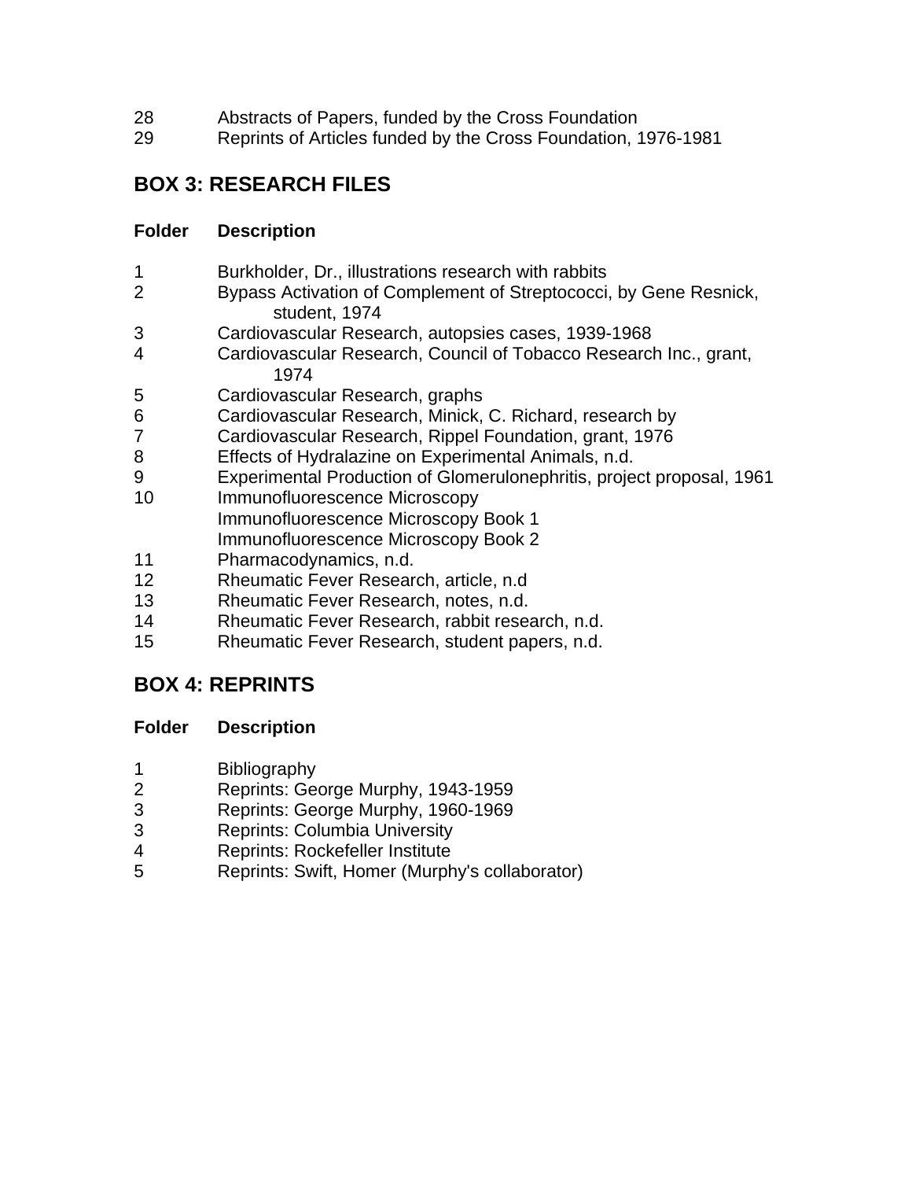| Folder | Description |
|---|---|
| 28 | Abstracts of Papers, funded by the Cross Foundation |
| 29 | Reprints of Articles funded by the Cross Foundation, 1976-1981 |

## BOX 3: RESEARCH FILES

| Folder | Description |
|---|---|
| 1 | Burkholder, Dr., illustrations research with rabbits |
| 2 | Bypass Activation of Complement of Streptococci, by Gene Resnick, student, 1974 |
| 3 | Cardiovascular Research, autopsies cases, 1939-1968 |
| 4 | Cardiovascular Research, Council of Tobacco Research Inc., grant, 1974 |
| 5 | Cardiovascular Research, graphs |
| 6 | Cardiovascular Research, Minick, C. Richard, research by |
| 7 | Cardiovascular Research, Rippel Foundation, grant, 1976 |
| 8 | Effects of Hydralazine on Experimental Animals, n.d. |
| 9 | Experimental Production of Glomerulonephritis, project proposal, 1961 |
| 10 | Immunofluorescence Microscopy |
| | Immunofluorescence Microscopy Book 1 |
| | Immunofluorescence Microscopy Book 2 |
| 11 | Pharmacodynamics, n.d. |
| 12 | Rheumatic Fever Research, article, n.d |
| 13 | Rheumatic Fever Research, notes, n.d. |
| 14 | Rheumatic Fever Research, rabbit research, n.d. |
| 15 | Rheumatic Fever Research, student papers, n.d. |

## BOX 4: REPRINTS

| Folder | Description |
|---|---|
| 1 | Bibliography |
| 2 | Reprints: George Murphy, 1943-1959 |
| 3 | Reprints: George Murphy, 1960-1969 |
| 3 | Reprints: Columbia University |
| 4 | Reprints: Rockefeller Institute |
| 5 | Reprints: Swift, Homer (Murphy's collaborator) |